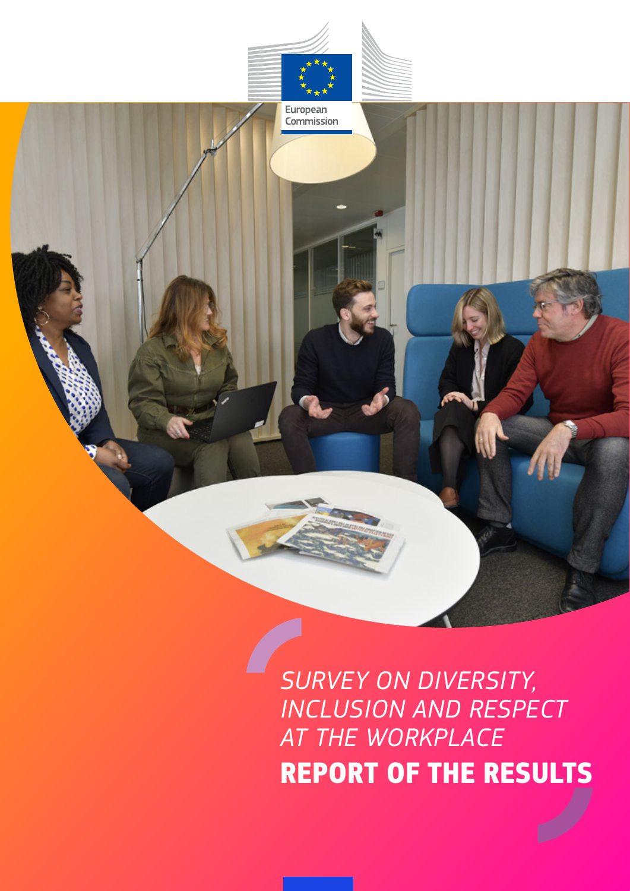European Commission

*SURVEY ON DIVERSITY, INCLUSION AND RESPECT AT THE WORKPLACE*

# REPORT OF THE RESULTS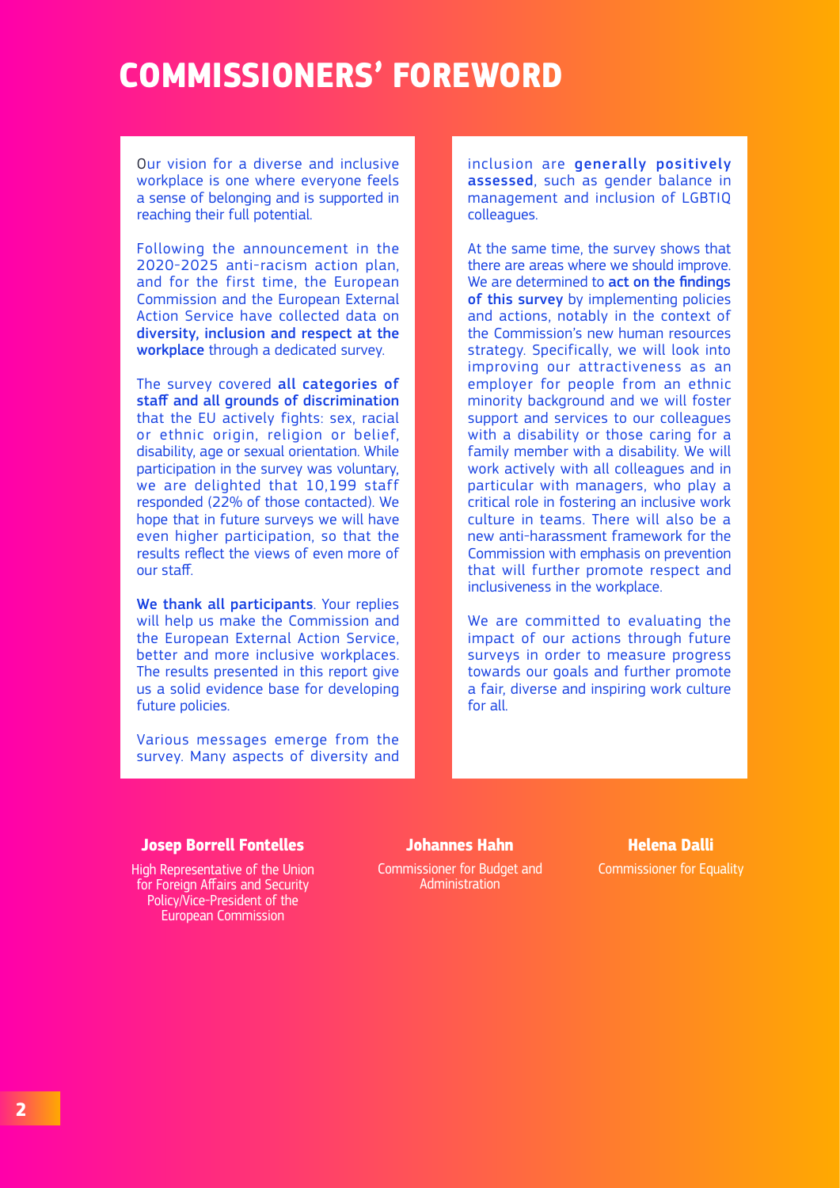# COMMISSIONERS' FOREWORD

Our vision for a diverse and inclusive workplace is one where everyone feels a sense of belonging and is supported in reaching their full potential.

Following the announcement in the 2020-2025 anti-racism action plan, and for the first time, the European Commission and the European External Action Service have collected data on **diversity, inclusion and respect at the workplace** through a dedicated survey.

The survey covered **all categories of staff and all grounds of discrimination** that the EU actively fights: sex, racial or ethnic origin, religion or belief, disability, age or sexual orientation. While participation in the survey was voluntary, we are delighted that 10,199 staff responded (22% of those contacted). We hope that in future surveys we will have even higher participation, so that the results reflect the views of even more of our staff.

**We thank all participants**. Your replies will help us make the Commission and the European External Action Service, better and more inclusive workplaces. The results presented in this report give us a solid evidence base for developing future policies.

Various messages emerge from the survey. Many aspects of diversity and inclusion are **generally positively assessed**, such as gender balance in management and inclusion of LGBTIQ colleagues.

At the same time, the survey shows that there are areas where we should improve. We are determined to **act on the findings of this survey** by implementing policies and actions, notably in the context of the Commission's new human resources strategy. Specifically, we will look into improving our attractiveness as an employer for people from an ethnic minority background and we will foster support and services to our colleagues with a disability or those caring for a family member with a disability. We will work actively with all colleagues and in particular with managers, who play a critical role in fostering an inclusive work culture in teams. There will also be a new anti-harassment framework for the Commission with emphasis on prevention that will further promote respect and inclusiveness in the workplace.

We are committed to evaluating the impact of our actions through future surveys in order to measure progress towards our goals and further promote a fair, diverse and inspiring work culture for all.

**Josep Borrell Fontelles**
High Representative of the Union for Foreign Affairs and Security Policy/Vice-President of the European Commission

**Johannes Hahn**
Commissioner for Budget and Administration

**Helena Dalli**
Commissioner for Equality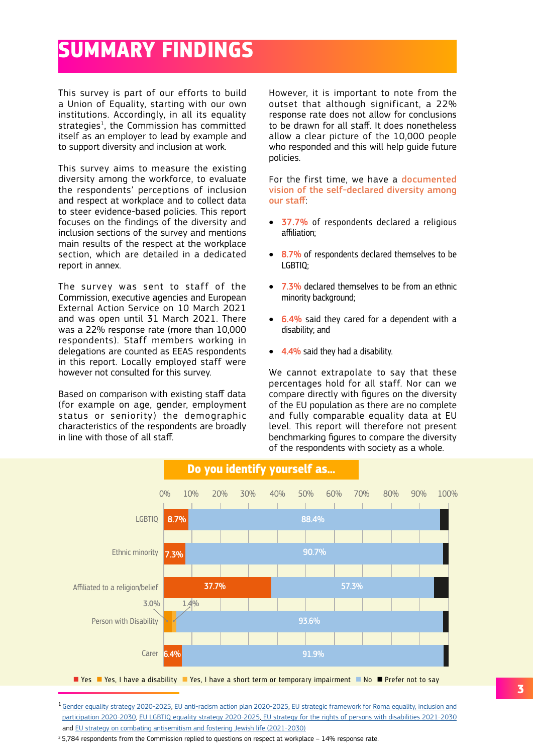# SUMMARY FINDINGS

This survey is part of our efforts to build a Union of Equality, starting with our own institutions. Accordingly, in all its equality strategies[1], the Commission has committed itself as an employer to lead by example and to support diversity and inclusion at work.

This survey aims to measure the existing diversity among the workforce, to evaluate the respondents' perceptions of inclusion and respect at workplace and to collect data to steer evidence-based policies. This report focuses on the findings of the diversity and inclusion sections of the survey and mentions main results of the respect at the workplace section, which are detailed in a dedicated report in annex.

The survey was sent to staff of the Commission, executive agencies and European External Action Service on 10 March 2021 and was open until 31 March 2021. There was a 22% response rate (more than 10,000 respondents). Staff members working in delegations are counted as EEAS respondents in this report. Locally employed staff were however not consulted for this survey.

Based on comparison with existing staff data (for example on age, gender, employment status or seniority) the demographic characteristics of the respondents are broadly in line with those of all staff.

However, it is important to note from the outset that although significant, a 22% response rate does not allow for conclusions to be drawn for all staff. It does nonetheless allow a clear picture of the 10,000 people who responded and this will help guide future policies.

For the first time, we have a documented vision of the self-declared diversity among our staff:

- 37.7% of respondents declared a religious affiliation;
- 8.7% of respondents declared themselves to be LGBTIQ;
- 7.3% declared themselves to be from an ethnic minority background;
- 6.4% said they cared for a dependent with a disability; and
- 4.4% said they had a disability.

We cannot extrapolate to say that these percentages hold for all staff. Nor can we compare directly with figures on the diversity of the EU population as there are no complete and fully comparable equality data at EU level. This report will therefore not present benchmarking figures to compare the diversity of the respondents with society as a whole.

**Do you identify yourself as...**

| | Yes | Yes, I have a disability | Yes, I have a short term or temporary impairment | No |
|---|---|---|---|---|
| LGBTIQ | 8.7% | | | 88.4% |
| Ethnic minority | 7.3% | | | 90.7% |
| Affiliated to a religion/belief | 37.7% | | | 57.3% |
| Person with Disability | | 3.0% | 1.4% | 93.6% |
| Carer | 6.4% | | | 91.9% |

■ Yes ■ Yes, I have a disability ■ Yes, I have a short term or temporary impairment ■ No ■ Prefer not to say

[1] Gender equality strategy 2020-2025, EU anti-racism action plan 2020-2025, EU strategic framework for Roma equality, inclusion and participation 2020-2030, EU LGBTIQ equality strategy 2020-2025, EU strategy for the rights of persons with disabilities 2021-2030 and EU strategy on combating antisemitism and fostering Jewish life (2021-2030)

[2] 5,784 respondents from the Commission replied to questions on respect at workplace – 14% response rate.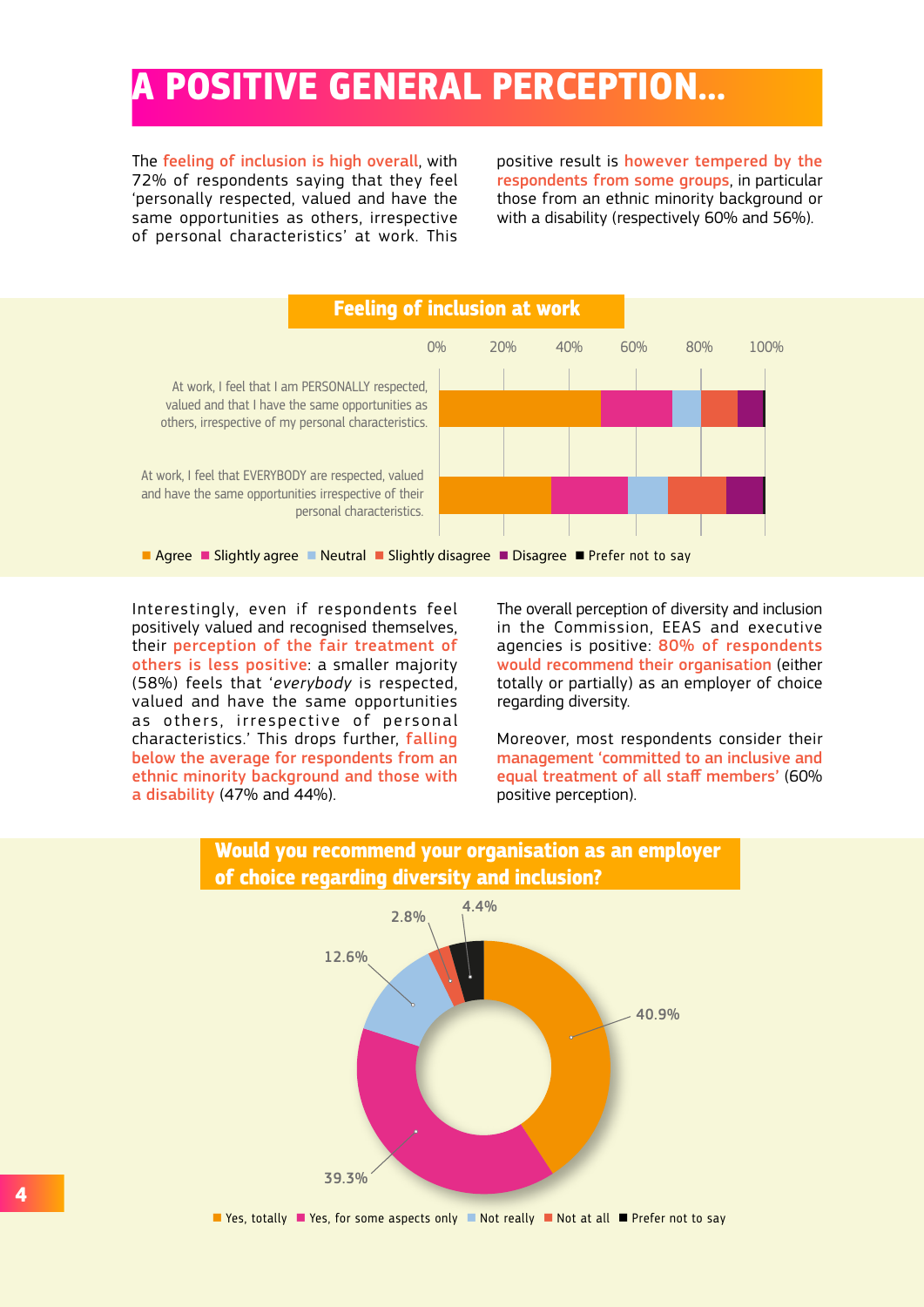# A POSITIVE GENERAL PERCEPTION...

The feeling of inclusion is high overall, with 72% of respondents saying that they feel 'personally respected, valued and have the same opportunities as others, irrespective of personal characteristics' at work. This positive result is however tempered by the respondents from some groups, in particular those from an ethnic minority background or with a disability (respectively 60% and 56%).

**Feeling of inclusion at work**

0% 20% 40% 60% 80% 100%

At work, I feel that I am PERSONALLY respected, valued and that I have the same opportunities as others, irrespective of my personal characteristics.

At work, I feel that EVERYBODY are respected, valued and have the same opportunities irrespective of their personal characteristics.

■ Agree ■ Slightly agree ■ Neutral ■ Slightly disagree ■ Disagree ■ Prefer not to say

Interestingly, even if respondents feel positively valued and recognised themselves, their perception of the fair treatment of others is less positive: a smaller majority (58%) feels that '*everybody* is respected, valued and have the same opportunities as others, irrespective of personal characteristics.' This drops further, falling below the average for respondents from an ethnic minority background and those with a disability (47% and 44%).

The overall perception of diversity and inclusion in the Commission, EEAS and executive agencies is positive: 80% of respondents would recommend their organisation (either totally or partially) as an employer of choice regarding diversity.

Moreover, most respondents consider their management 'committed to an inclusive and equal treatment of all staff members' (60% positive perception).

**Would you recommend your organisation as an employer of choice regarding diversity and inclusion?**

| Answer | % |
|---|---|
| Yes, totally | 40.9% |
| Yes, for some aspects only | 39.3% |
| Not really | 12.6% |
| Not at all | 2.8% |
| Prefer not to say | 4.4% |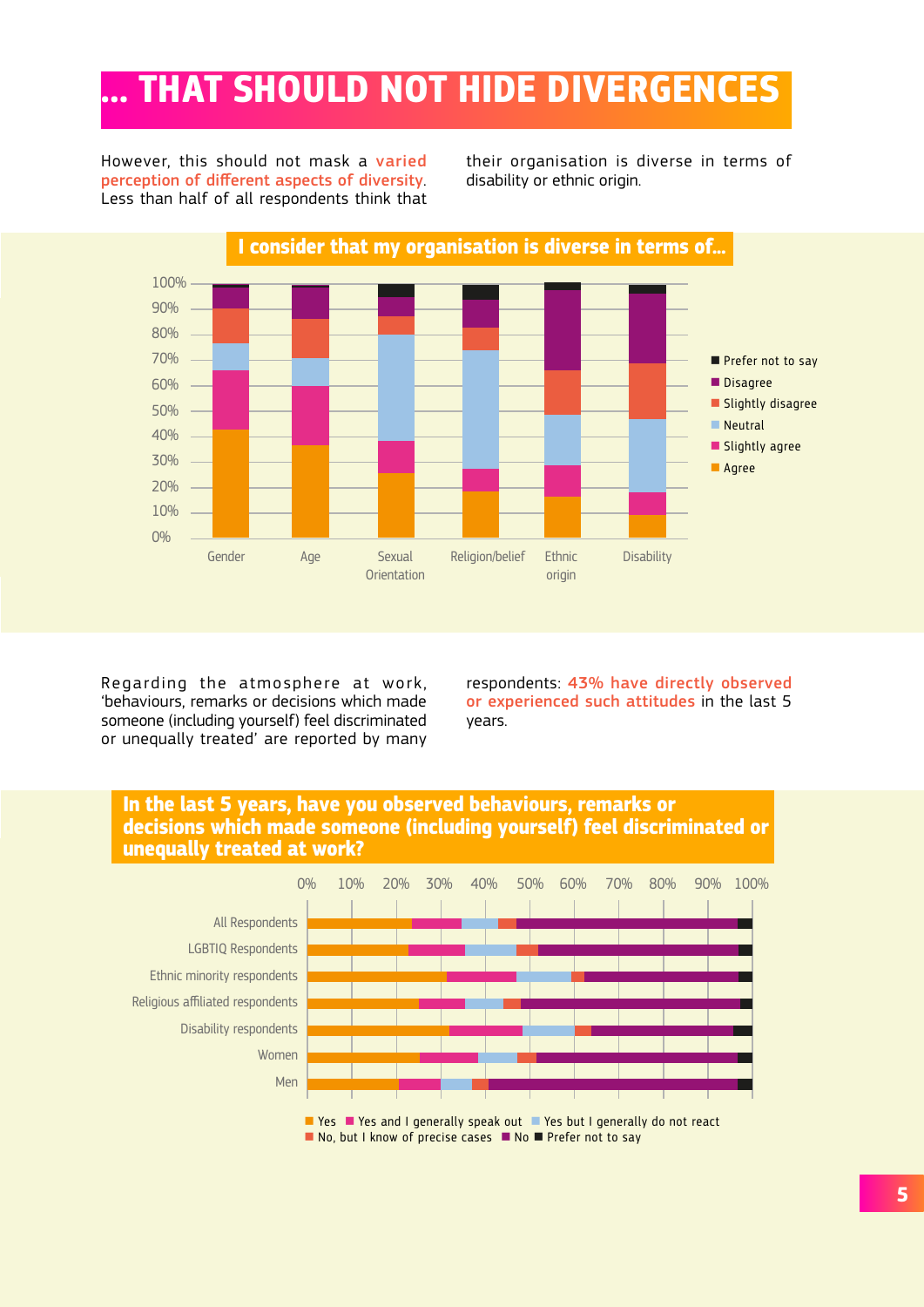# ... THAT SHOULD NOT HIDE DIVERGENCES

However, this should not mask a **varied perception of different aspects of diversity**. Less than half of all respondents think that their organisation is diverse in terms of disability or ethnic origin.

**I consider that my organisation is diverse in terms of...**

Legend: Prefer not to say, Disagree, Slightly disagree, Neutral, Slightly agree, Agree

Categories: Gender, Age, Sexual Orientation, Religion/belief, Ethnic origin, Disability

Regarding the atmosphere at work, 'behaviours, remarks or decisions which made someone (including yourself) feel discriminated or unequally treated' are reported by many respondents: **43% have directly observed or experienced such attitudes** in the last 5 years.

**In the last 5 years, have you observed behaviours, remarks or decisions which made someone (including yourself) feel discriminated or unequally treated at work?**

Categories: All Respondents, LGBTIQ Respondents, Ethnic minority respondents, Religious affiliated respondents, Disability respondents, Women, Men

Legend: Yes, Yes and I generally speak out, Yes but I generally do not react, No, but I know of precise cases, No, Prefer not to say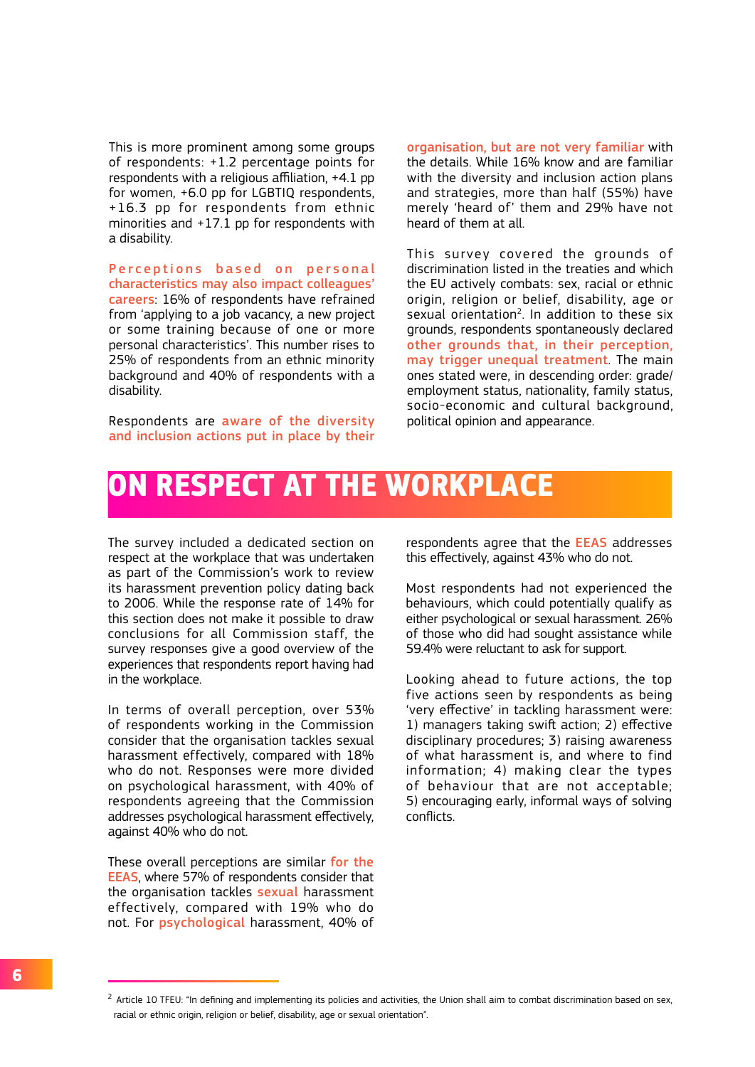This is more prominent among some groups of respondents: +1.2 percentage points for respondents with a religious affiliation, +4.1 pp for women, +6.0 pp for LGBTIQ respondents, +16.3 pp for respondents from ethnic minorities and +17.1 pp for respondents with a disability.

**Perceptions based on personal characteristics may also impact colleagues' careers**: 16% of respondents have refrained from 'applying to a job vacancy, a new project or some training because of one or more personal characteristics'. This number rises to 25% of respondents from an ethnic minority background and 40% of respondents with a disability.

Respondents are **aware of the diversity and inclusion actions put in place by their organisation, but are not very familiar** with the details. While 16% know and are familiar with the diversity and inclusion action plans and strategies, more than half (55%) have merely 'heard of' them and 29% have not heard of them at all.

This survey covered the grounds of discrimination listed in the treaties and which the EU actively combats: sex, racial or ethnic origin, religion or belief, disability, age or sexual orientation[2]. In addition to these six grounds, respondents spontaneously declared **other grounds that, in their perception, may trigger unequal treatment**. The main ones stated were, in descending order: grade/employment status, nationality, family status, socio-economic and cultural background, political opinion and appearance.

# ON RESPECT AT THE WORKPLACE

The survey included a dedicated section on respect at the workplace that was undertaken as part of the Commission's work to review its harassment prevention policy dating back to 2006. While the response rate of 14% for this section does not make it possible to draw conclusions for all Commission staff, the survey responses give a good overview of the experiences that respondents report having had in the workplace.

In terms of overall perception, over 53% of respondents working in the Commission consider that the organisation tackles sexual harassment effectively, compared with 18% who do not. Responses were more divided on psychological harassment, with 40% of respondents agreeing that the Commission addresses psychological harassment effectively, against 40% who do not.

These overall perceptions are similar **for the EEAS**, where 57% of respondents consider that the organisation tackles **sexual** harassment effectively, compared with 19% who do not. For **psychological** harassment, 40% of respondents agree that the **EEAS** addresses this effectively, against 43% who do not.

Most respondents had not experienced the behaviours, which could potentially qualify as either psychological or sexual harassment. 26% of those who did had sought assistance while 59.4% were reluctant to ask for support.

Looking ahead to future actions, the top five actions seen by respondents as being 'very effective' in tackling harassment were: 1) managers taking swift action; 2) effective disciplinary procedures; 3) raising awareness of what harassment is, and where to find information; 4) making clear the types of behaviour that are not acceptable; 5) encouraging early, informal ways of solving conflicts.

---

[2] Article 10 TFEU: "In defining and implementing its policies and activities, the Union shall aim to combat discrimination based on sex, racial or ethnic origin, religion or belief, disability, age or sexual orientation".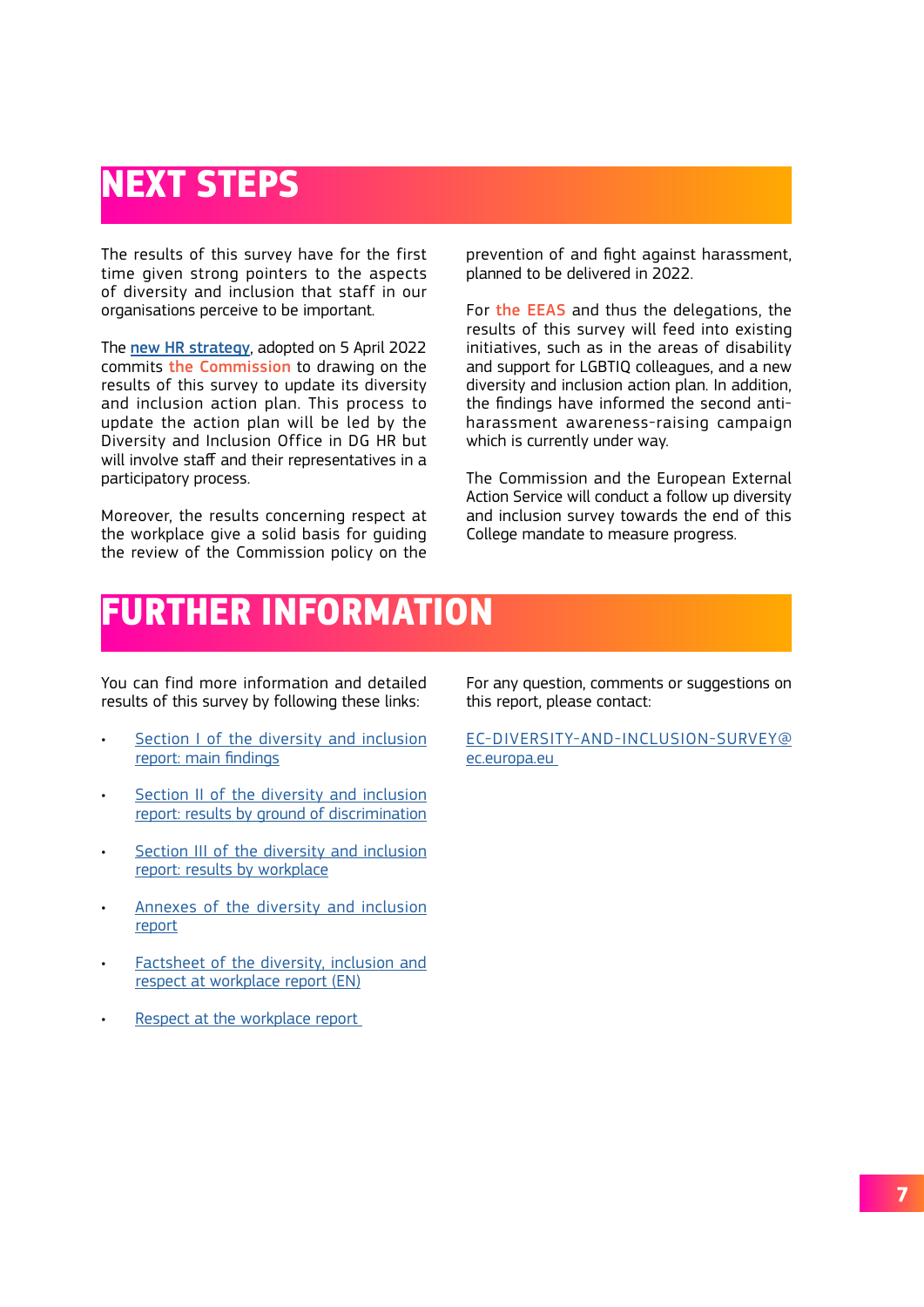# NEXT STEPS

The results of this survey have for the first time given strong pointers to the aspects of diversity and inclusion that staff in our organisations perceive to be important.

The new HR strategy, adopted on 5 April 2022 commits the Commission to drawing on the results of this survey to update its diversity and inclusion action plan. This process to update the action plan will be led by the Diversity and Inclusion Office in DG HR but will involve staff and their representatives in a participatory process.

Moreover, the results concerning respect at the workplace give a solid basis for guiding the review of the Commission policy on the prevention of and fight against harassment, planned to be delivered in 2022.

For the EEAS and thus the delegations, the results of this survey will feed into existing initiatives, such as in the areas of disability and support for LGBTIQ colleagues, and a new diversity and inclusion action plan. In addition, the findings have informed the second anti-harassment awareness-raising campaign which is currently under way.

The Commission and the European External Action Service will conduct a follow up diversity and inclusion survey towards the end of this College mandate to measure progress.

# FURTHER INFORMATION

You can find more information and detailed results of this survey by following these links:

- Section I of the diversity and inclusion report: main findings
- Section II of the diversity and inclusion report: results by ground of discrimination
- Section III of the diversity and inclusion report: results by workplace
- Annexes of the diversity and inclusion report
- Factsheet of the diversity, inclusion and respect at workplace report (EN)
- Respect at the workplace report

For any question, comments or suggestions on this report, please contact:

EC-DIVERSITY-AND-INCLUSION-SURVEY@ec.europa.eu